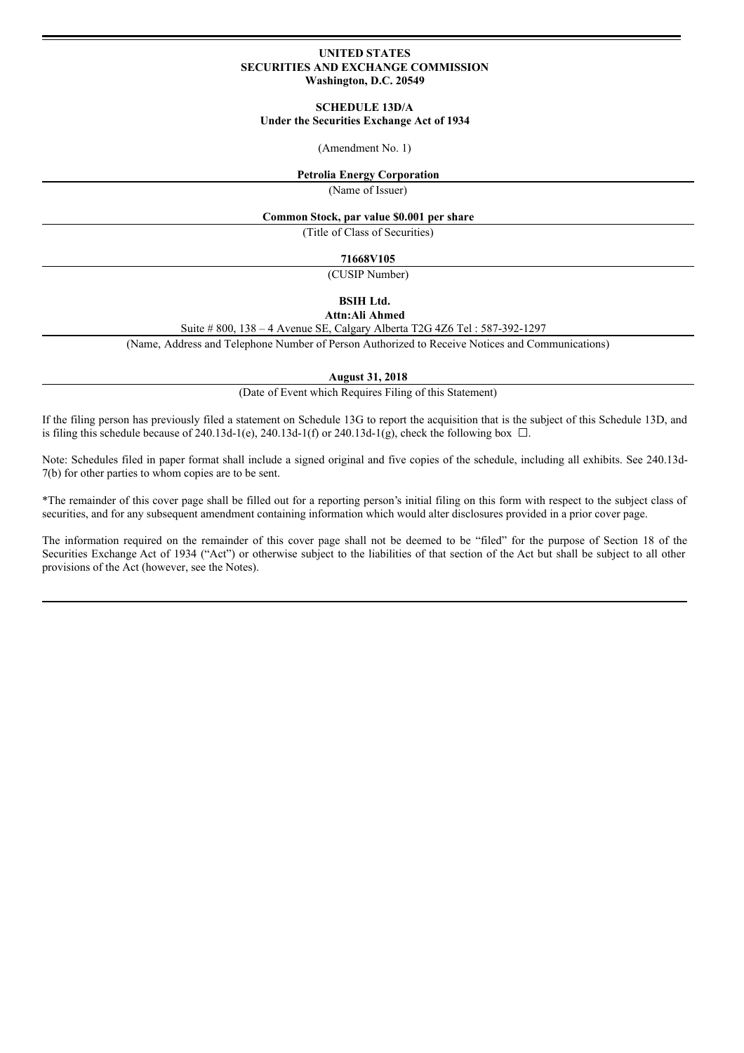**UNITED STATES**
**SECURITIES AND EXCHANGE COMMISSION**
**Washington, D.C. 20549**

**SCHEDULE 13D/A**
**Under the Securities Exchange Act of 1934**

(Amendment No. 1)

**Petrolia Energy Corporation**

(Name of Issuer)

**Common Stock, par value $0.001 per share**

(Title of Class of Securities)

**71668V105**

(CUSIP Number)

**BSIH Ltd.**
**Attn:Ali Ahmed**
Suite # 800, 138 – 4 Avenue SE, Calgary Alberta T2G 4Z6 Tel : 587-392-1297

(Name, Address and Telephone Number of Person Authorized to Receive Notices and Communications)

**August 31, 2018**

(Date of Event which Requires Filing of this Statement)

If the filing person has previously filed a statement on Schedule 13G to report the acquisition that is the subject of this Schedule 13D, and is filing this schedule because of 240.13d-1(e), 240.13d-1(f) or 240.13d-1(g), check the following box ☐.

Note: Schedules filed in paper format shall include a signed original and five copies of the schedule, including all exhibits. See 240.13d-7(b) for other parties to whom copies are to be sent.

*The remainder of this cover page shall be filled out for a reporting person's initial filing on this form with respect to the subject class of securities, and for any subsequent amendment containing information which would alter disclosures provided in a prior cover page.

The information required on the remainder of this cover page shall not be deemed to be "filed" for the purpose of Section 18 of the Securities Exchange Act of 1934 ("Act") or otherwise subject to the liabilities of that section of the Act but shall be subject to all other provisions of the Act (however, see the Notes).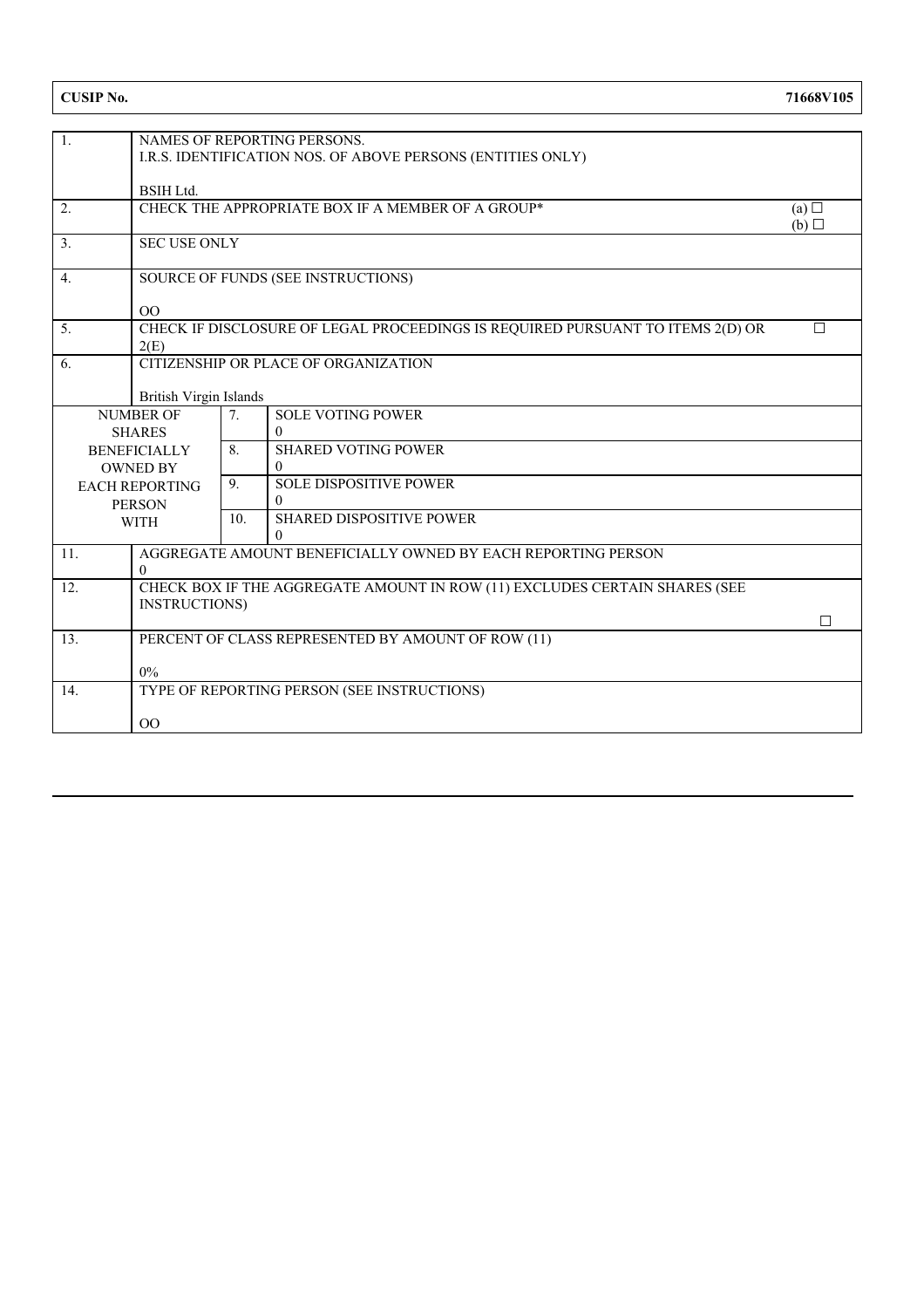| CUSIP No. | 71668V105 |
|---|---|

| | | | |
|---|---|---|---|
| 1. | NAMES OF REPORTING PERSONS.<br>I.R.S. IDENTIFICATION NOS. OF ABOVE PERSONS (ENTITIES ONLY)<br><br>BSIH Ltd. | | |
| 2. | CHECK THE APPROPRIATE BOX IF A MEMBER OF A GROUP* | | (a) ☐<br>(b) ☐ |
| 3. | SEC USE ONLY | | |
| 4. | SOURCE OF FUNDS (SEE INSTRUCTIONS)<br><br>OO | | |
| 5. | CHECK IF DISCLOSURE OF LEGAL PROCEEDINGS IS REQUIRED PURSUANT TO ITEMS 2(D) OR 2(E) | | ☐ |
| 6. | CITIZENSHIP OR PLACE OF ORGANIZATION<br><br>British Virgin Islands | | |
| NUMBER OF SHARES BENEFICIALLY OWNED BY EACH REPORTING PERSON WITH | 7. | SOLE VOTING POWER<br>0 | |
| | 8. | SHARED VOTING POWER<br>0 | |
| | 9. | SOLE DISPOSITIVE POWER<br>0 | |
| | 10. | SHARED DISPOSITIVE POWER<br>0 | |
| 11. | AGGREGATE AMOUNT BENEFICIALLY OWNED BY EACH REPORTING PERSON<br>0 | | |
| 12. | CHECK BOX IF THE AGGREGATE AMOUNT IN ROW (11) EXCLUDES CERTAIN SHARES (SEE INSTRUCTIONS) | | ☐ |
| 13. | PERCENT OF CLASS REPRESENTED BY AMOUNT OF ROW (11)<br><br>0% | | |
| 14. | TYPE OF REPORTING PERSON (SEE INSTRUCTIONS)<br><br>OO | | |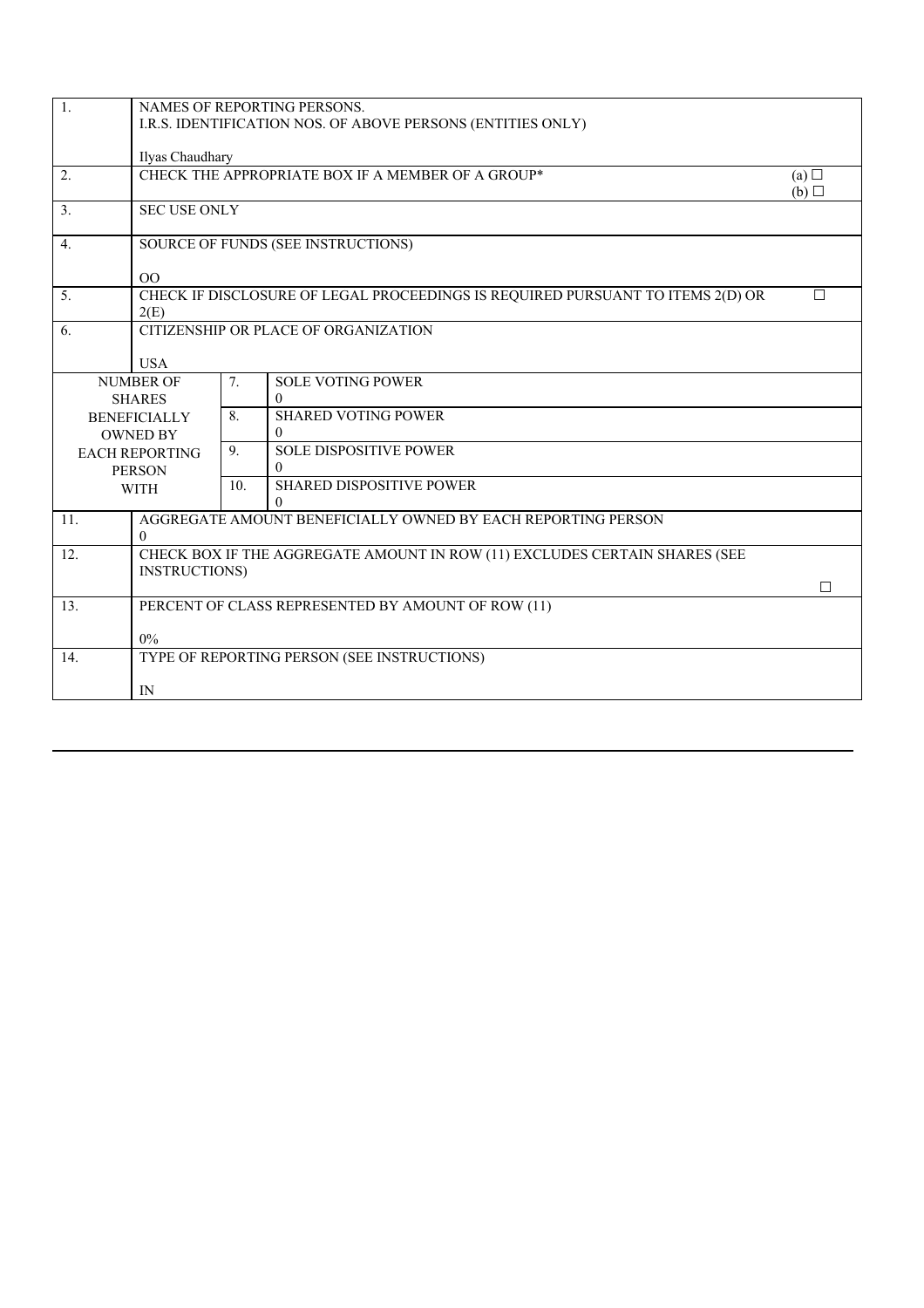| 1. | NAMES OF REPORTING PERSONS. I.R.S. IDENTIFICATION NOS. OF ABOVE PERSONS (ENTITIES ONLY) Ilyas Chaudhary | | |
|---|---|---|---|
| 2. | CHECK THE APPROPRIATE BOX IF A MEMBER OF A GROUP* | | (a) ☐ (b) ☐ |
| 3. | SEC USE ONLY | | |
| 4. | SOURCE OF FUNDS (SEE INSTRUCTIONS) OO | | |
| 5. | CHECK IF DISCLOSURE OF LEGAL PROCEEDINGS IS REQUIRED PURSUANT TO ITEMS 2(D) OR 2(E) | | ☐ |
| 6. | CITIZENSHIP OR PLACE OF ORGANIZATION USA | | |
| NUMBER OF SHARES BENEFICIALLY OWNED BY EACH REPORTING PERSON WITH | 7. | SOLE VOTING POWER 0 | |
| | 8. | SHARED VOTING POWER 0 | |
| | 9. | SOLE DISPOSITIVE POWER 0 | |
| | 10. | SHARED DISPOSITIVE POWER 0 | |
| 11. | AGGREGATE AMOUNT BENEFICIALLY OWNED BY EACH REPORTING PERSON 0 | | |
| 12. | CHECK BOX IF THE AGGREGATE AMOUNT IN ROW (11) EXCLUDES CERTAIN SHARES (SEE INSTRUCTIONS) | | ☐ |
| 13. | PERCENT OF CLASS REPRESENTED BY AMOUNT OF ROW (11) 0% | | |
| 14. | TYPE OF REPORTING PERSON (SEE INSTRUCTIONS) IN | | |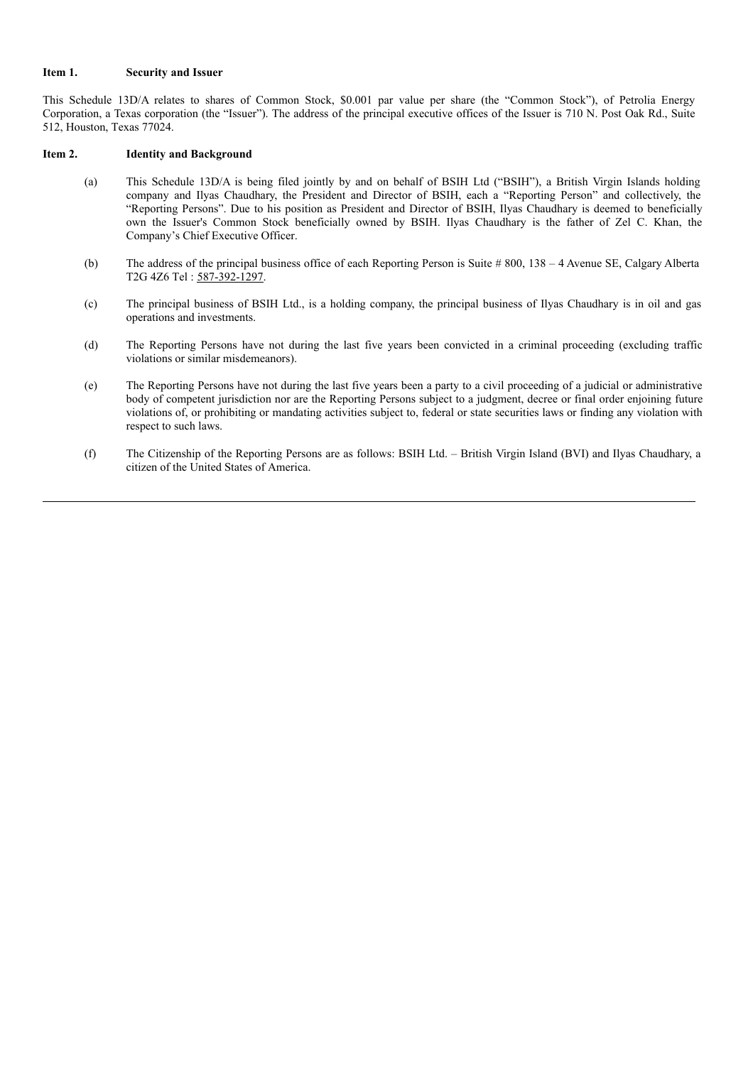**Item 1. Security and Issuer**

This Schedule 13D/A relates to shares of Common Stock, $0.001 par value per share (the "Common Stock"), of Petrolia Energy Corporation, a Texas corporation (the "Issuer"). The address of the principal executive offices of the Issuer is 710 N. Post Oak Rd., Suite 512, Houston, Texas 77024.

**Item 2. Identity and Background**

(a) This Schedule 13D/A is being filed jointly by and on behalf of BSIH Ltd ("BSIH"), a British Virgin Islands holding company and Ilyas Chaudhary, the President and Director of BSIH, each a "Reporting Person" and collectively, the "Reporting Persons". Due to his position as President and Director of BSIH, Ilyas Chaudhary is deemed to beneficially own the Issuer's Common Stock beneficially owned by BSIH. Ilyas Chaudhary is the father of Zel C. Khan, the Company's Chief Executive Officer.

(b) The address of the principal business office of each Reporting Person is Suite # 800, 138 – 4 Avenue SE, Calgary Alberta T2G 4Z6 Tel : 587-392-1297.

(c) The principal business of BSIH Ltd., is a holding company, the principal business of Ilyas Chaudhary is in oil and gas operations and investments.

(d) The Reporting Persons have not during the last five years been convicted in a criminal proceeding (excluding traffic violations or similar misdemeanors).

(e) The Reporting Persons have not during the last five years been a party to a civil proceeding of a judicial or administrative body of competent jurisdiction nor are the Reporting Persons subject to a judgment, decree or final order enjoining future violations of, or prohibiting or mandating activities subject to, federal or state securities laws or finding any violation with respect to such laws.

(f) The Citizenship of the Reporting Persons are as follows: BSIH Ltd. – British Virgin Island (BVI) and Ilyas Chaudhary, a citizen of the United States of America.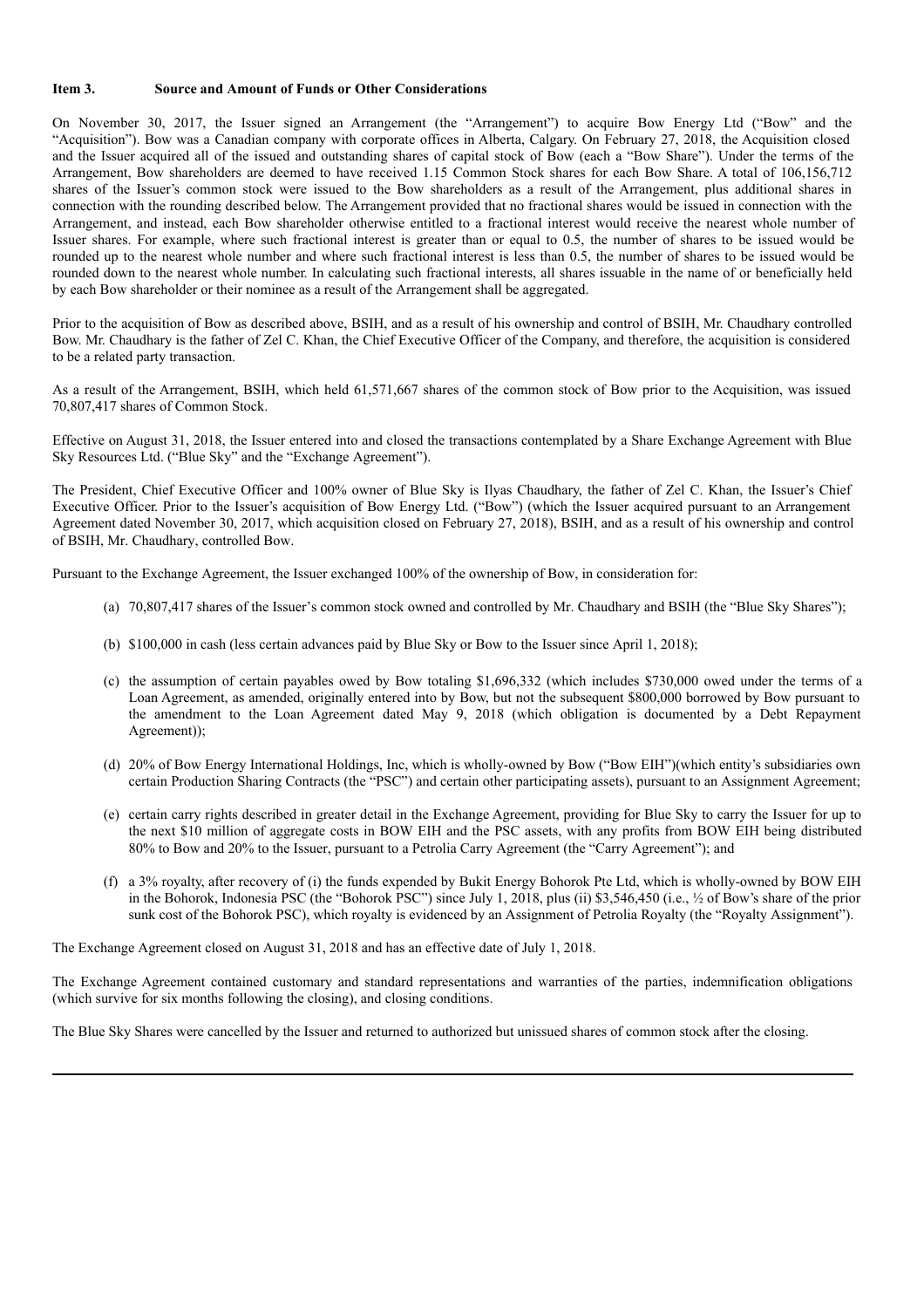**Item 3. Source and Amount of Funds or Other Considerations**

On November 30, 2017, the Issuer signed an Arrangement (the "Arrangement") to acquire Bow Energy Ltd ("Bow" and the "Acquisition"). Bow was a Canadian company with corporate offices in Alberta, Calgary. On February 27, 2018, the Acquisition closed and the Issuer acquired all of the issued and outstanding shares of capital stock of Bow (each a "Bow Share"). Under the terms of the Arrangement, Bow shareholders are deemed to have received 1.15 Common Stock shares for each Bow Share. A total of 106,156,712 shares of the Issuer's common stock were issued to the Bow shareholders as a result of the Arrangement, plus additional shares in connection with the rounding described below. The Arrangement provided that no fractional shares would be issued in connection with the Arrangement, and instead, each Bow shareholder otherwise entitled to a fractional interest would receive the nearest whole number of Issuer shares. For example, where such fractional interest is greater than or equal to 0.5, the number of shares to be issued would be rounded up to the nearest whole number and where such fractional interest is less than 0.5, the number of shares to be issued would be rounded down to the nearest whole number. In calculating such fractional interests, all shares issuable in the name of or beneficially held by each Bow shareholder or their nominee as a result of the Arrangement shall be aggregated.

Prior to the acquisition of Bow as described above, BSIH, and as a result of his ownership and control of BSIH, Mr. Chaudhary controlled Bow. Mr. Chaudhary is the father of Zel C. Khan, the Chief Executive Officer of the Company, and therefore, the acquisition is considered to be a related party transaction.

As a result of the Arrangement, BSIH, which held 61,571,667 shares of the common stock of Bow prior to the Acquisition, was issued 70,807,417 shares of Common Stock.

Effective on August 31, 2018, the Issuer entered into and closed the transactions contemplated by a Share Exchange Agreement with Blue Sky Resources Ltd. ("Blue Sky" and the "Exchange Agreement").

The President, Chief Executive Officer and 100% owner of Blue Sky is Ilyas Chaudhary, the father of Zel C. Khan, the Issuer's Chief Executive Officer. Prior to the Issuer's acquisition of Bow Energy Ltd. ("Bow") (which the Issuer acquired pursuant to an Arrangement Agreement dated November 30, 2017, which acquisition closed on February 27, 2018), BSIH, and as a result of his ownership and control of BSIH, Mr. Chaudhary, controlled Bow.

Pursuant to the Exchange Agreement, the Issuer exchanged 100% of the ownership of Bow, in consideration for:

(a) 70,807,417 shares of the Issuer's common stock owned and controlled by Mr. Chaudhary and BSIH (the "Blue Sky Shares");

(b) $100,000 in cash (less certain advances paid by Blue Sky or Bow to the Issuer since April 1, 2018);

(c) the assumption of certain payables owed by Bow totaling $1,696,332 (which includes $730,000 owed under the terms of a Loan Agreement, as amended, originally entered into by Bow, but not the subsequent $800,000 borrowed by Bow pursuant to the amendment to the Loan Agreement dated May 9, 2018 (which obligation is documented by a Debt Repayment Agreement));

(d) 20% of Bow Energy International Holdings, Inc, which is wholly-owned by Bow ("Bow EIH")(which entity's subsidiaries own certain Production Sharing Contracts (the "PSC") and certain other participating assets), pursuant to an Assignment Agreement;

(e) certain carry rights described in greater detail in the Exchange Agreement, providing for Blue Sky to carry the Issuer for up to the next $10 million of aggregate costs in BOW EIH and the PSC assets, with any profits from BOW EIH being distributed 80% to Bow and 20% to the Issuer, pursuant to a Petrolia Carry Agreement (the "Carry Agreement"); and

(f) a 3% royalty, after recovery of (i) the funds expended by Bukit Energy Bohorok Pte Ltd, which is wholly-owned by BOW EIH in the Bohorok, Indonesia PSC (the "Bohorok PSC") since July 1, 2018, plus (ii) $3,546,450 (i.e., ½ of Bow's share of the prior sunk cost of the Bohorok PSC), which royalty is evidenced by an Assignment of Petrolia Royalty (the "Royalty Assignment").

The Exchange Agreement closed on August 31, 2018 and has an effective date of July 1, 2018.

The Exchange Agreement contained customary and standard representations and warranties of the parties, indemnification obligations (which survive for six months following the closing), and closing conditions.

The Blue Sky Shares were cancelled by the Issuer and returned to authorized but unissued shares of common stock after the closing.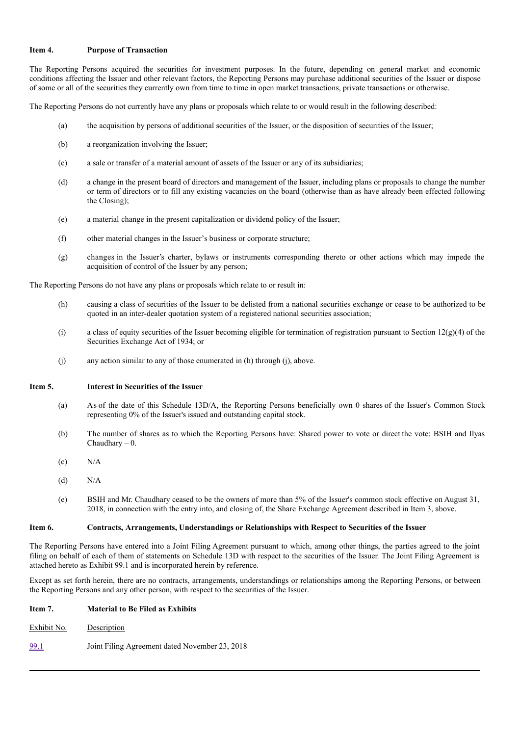**Item 4. Purpose of Transaction**

The Reporting Persons acquired the securities for investment purposes. In the future, depending on general market and economic conditions affecting the Issuer and other relevant factors, the Reporting Persons may purchase additional securities of the Issuer or dispose of some or all of the securities they currently own from time to time in open market transactions, private transactions or otherwise.

The Reporting Persons do not currently have any plans or proposals which relate to or would result in the following described:

(a) the acquisition by persons of additional securities of the Issuer, or the disposition of securities of the Issuer;

(b) a reorganization involving the Issuer;

(c) a sale or transfer of a material amount of assets of the Issuer or any of its subsidiaries;

(d) a change in the present board of directors and management of the Issuer, including plans or proposals to change the number or term of directors or to fill any existing vacancies on the board (otherwise than as have already been effected following the Closing);

(e) a material change in the present capitalization or dividend policy of the Issuer;

(f) other material changes in the Issuer's business or corporate structure;

(g) changes in the Issuer's charter, bylaws or instruments corresponding thereto or other actions which may impede the acquisition of control of the Issuer by any person;

The Reporting Persons do not have any plans or proposals which relate to or result in:

(h) causing a class of securities of the Issuer to be delisted from a national securities exchange or cease to be authorized to be quoted in an inter-dealer quotation system of a registered national securities association;

(i) a class of equity securities of the Issuer becoming eligible for termination of registration pursuant to Section 12(g)(4) of the Securities Exchange Act of 1934; or

(j) any action similar to any of those enumerated in (h) through (j), above.

**Item 5. Interest in Securities of the Issuer**

(a) As of the date of this Schedule 13D/A, the Reporting Persons beneficially own 0 shares of the Issuer's Common Stock representing 0% of the Issuer's issued and outstanding capital stock.

(b) The number of shares as to which the Reporting Persons have: Shared power to vote or direct the vote: BSIH and Ilyas Chaudhary – 0.

(c) N/A

(d) N/A

(e) BSIH and Mr. Chaudhary ceased to be the owners of more than 5% of the Issuer's common stock effective on August 31, 2018, in connection with the entry into, and closing of, the Share Exchange Agreement described in Item 3, above.

**Item 6. Contracts, Arrangements, Understandings or Relationships with Respect to Securities of the Issuer**

The Reporting Persons have entered into a Joint Filing Agreement pursuant to which, among other things, the parties agreed to the joint filing on behalf of each of them of statements on Schedule 13D with respect to the securities of the Issuer. The Joint Filing Agreement is attached hereto as Exhibit 99.1 and is incorporated herein by reference.

Except as set forth herein, there are no contracts, arrangements, understandings or relationships among the Reporting Persons, or between the Reporting Persons and any other person, with respect to the securities of the Issuer.

**Item 7. Material to Be Filed as Exhibits**

| Exhibit No. | Description |
|---|---|
| 99.1 | Joint Filing Agreement dated November 23, 2018 |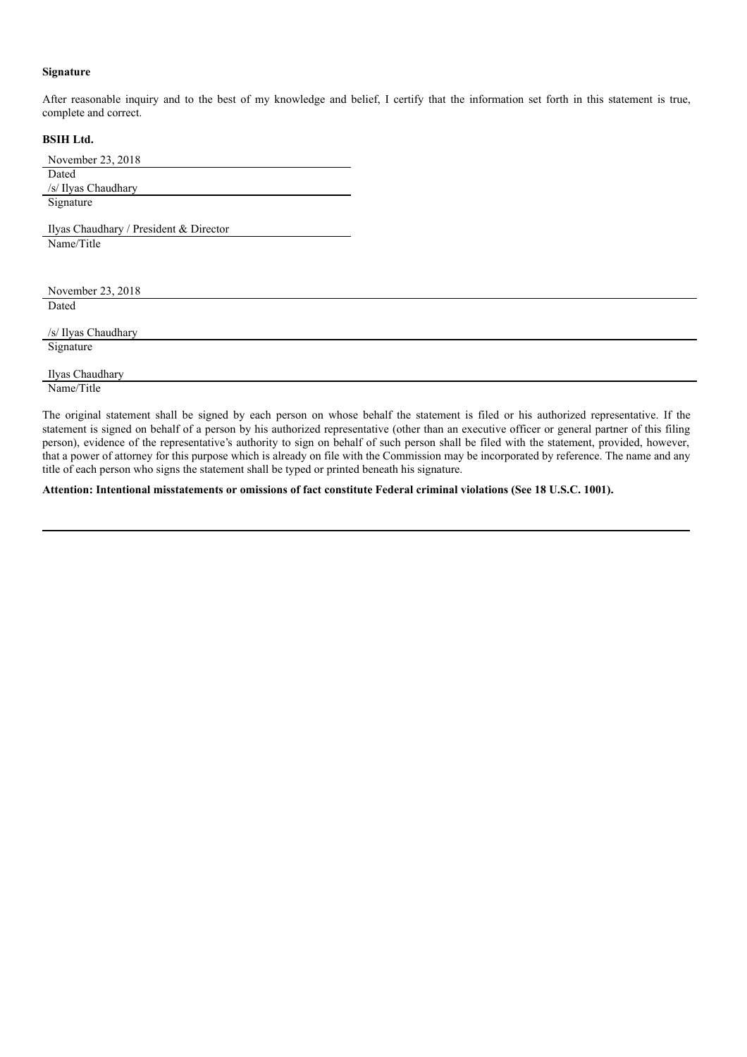**Signature**

After reasonable inquiry and to the best of my knowledge and belief, I certify that the information set forth in this statement is true, complete and correct.

**BSIH Ltd.**

November 23, 2018
Dated

/s/ Ilyas Chaudhary
Signature

Ilyas Chaudhary / President & Director
Name/Title

November 23, 2018
Dated

/s/ Ilyas Chaudhary
Signature

Ilyas Chaudhary
Name/Title

The original statement shall be signed by each person on whose behalf the statement is filed or his authorized representative. If the statement is signed on behalf of a person by his authorized representative (other than an executive officer or general partner of this filing person), evidence of the representative's authority to sign on behalf of such person shall be filed with the statement, provided, however, that a power of attorney for this purpose which is already on file with the Commission may be incorporated by reference. The name and any title of each person who signs the statement shall be typed or printed beneath his signature.

**Attention: Intentional misstatements or omissions of fact constitute Federal criminal violations (See 18 U.S.C. 1001).**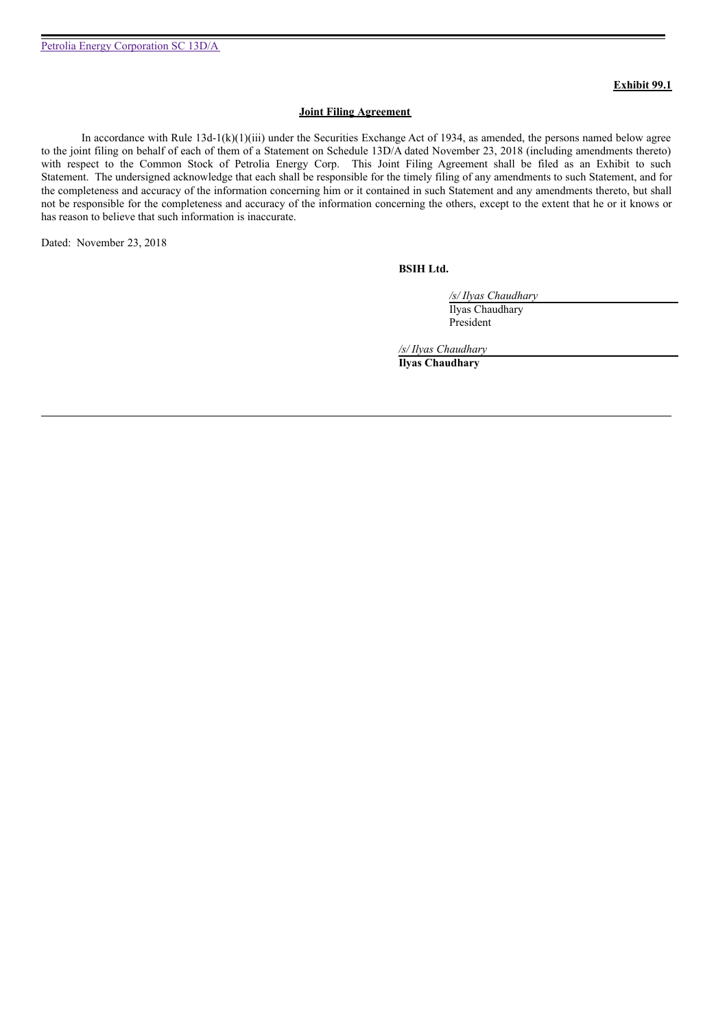**Exhibit 99.1**

**Joint Filing Agreement**

In accordance with Rule 13d-1(k)(1)(iii) under the Securities Exchange Act of 1934, as amended, the persons named below agree to the joint filing on behalf of each of them of a Statement on Schedule 13D/A dated November 23, 2018 (including amendments thereto) with respect to the Common Stock of Petrolia Energy Corp. This Joint Filing Agreement shall be filed as an Exhibit to such Statement. The undersigned acknowledge that each shall be responsible for the timely filing of any amendments to such Statement, and for the completeness and accuracy of the information concerning him or it contained in such Statement and any amendments thereto, but shall not be responsible for the completeness and accuracy of the information concerning the others, except to the extent that he or it knows or has reason to believe that such information is inaccurate.

Dated: November 23, 2018

**BSIH Ltd.**

*/s/ Ilyas Chaudhary*
Ilyas Chaudhary
President

*/s/ Ilyas Chaudhary*
**Ilyas Chaudhary**